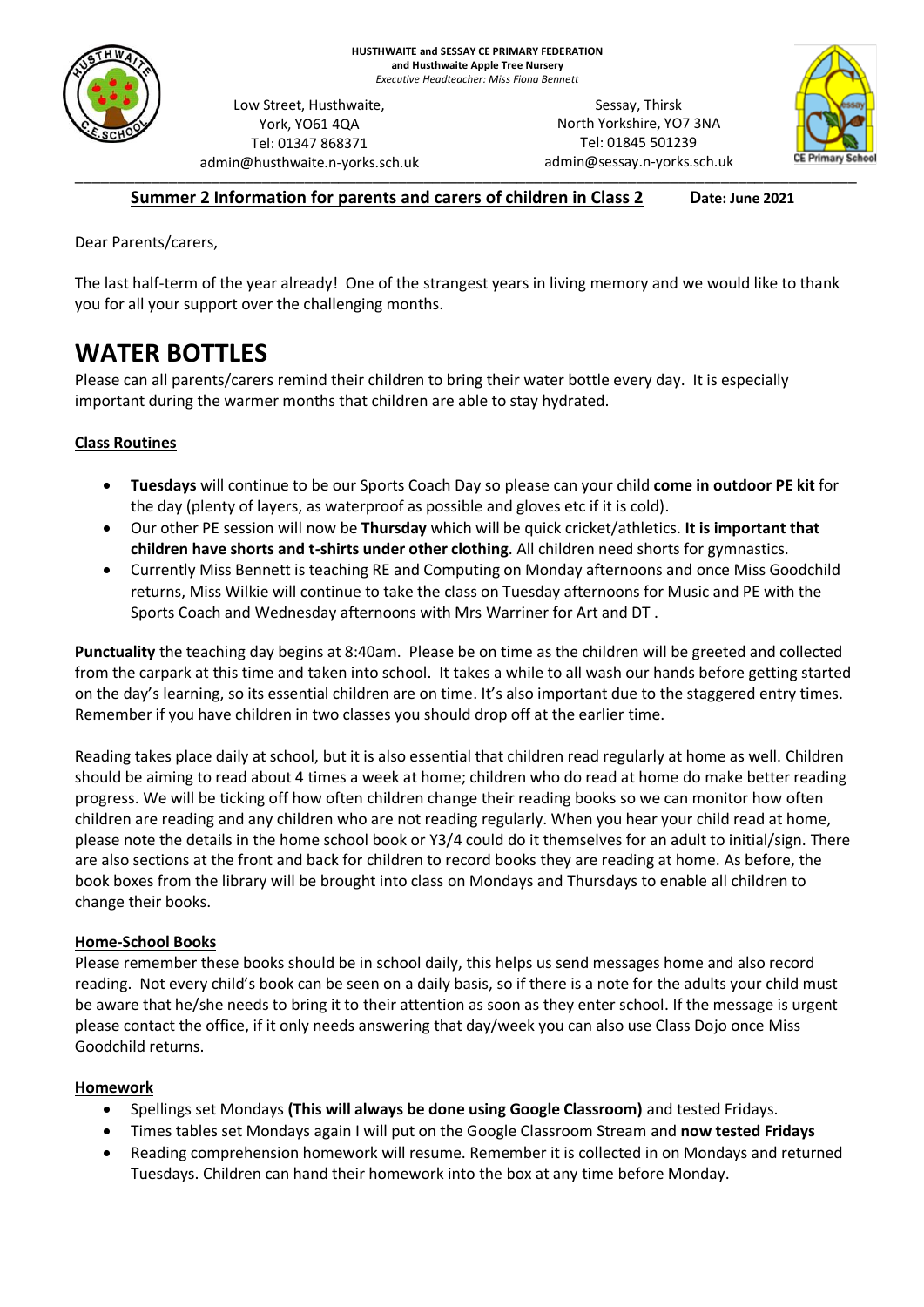**HUSTHWAITE and SESSAY CE PRIMARY FEDERATION**
**and Husthwaite Apple Tree Nursery**
*Executive Headteacher: Miss Fiona Bennett*

Low Street, Husthwaite,
York, YO61 4QA
Tel: 01347 868371
admin@husthwaite.n-yorks.sch.uk

Sessay, Thirsk
North Yorkshire, YO7 3NA
Tel: 01845 501239
admin@sessay.n-yorks.sch.uk

---

**Summer 2 Information for parents and carers of children in Class 2** **Date: June 2021**

Dear Parents/carers,

The last half-term of the year already! One of the strangest years in living memory and we would like to thank you for all your support over the challenging months.

# WATER BOTTLES

Please can all parents/carers remind their children to bring their water bottle every day. It is especially important during the warmer months that children are able to stay hydrated.

**Class Routines**

- **Tuesdays** will continue to be our Sports Coach Day so please can your child **come in outdoor PE kit** for the day (plenty of layers, as waterproof as possible and gloves etc if it is cold).
- Our other PE session will now be **Thursday** which will be quick cricket/athletics. **It is important that children have shorts and t-shirts under other clothing**. All children need shorts for gymnastics.
- Currently Miss Bennett is teaching RE and Computing on Monday afternoons and once Miss Goodchild returns, Miss Wilkie will continue to take the class on Tuesday afternoons for Music and PE with the Sports Coach and Wednesday afternoons with Mrs Warriner for Art and DT .

**Punctuality** the teaching day begins at 8:40am. Please be on time as the children will be greeted and collected from the carpark at this time and taken into school. It takes a while to all wash our hands before getting started on the day's learning, so its essential children are on time. It's also important due to the staggered entry times. Remember if you have children in two classes you should drop off at the earlier time.

Reading takes place daily at school, but it is also essential that children read regularly at home as well. Children should be aiming to read about 4 times a week at home; children who do read at home do make better reading progress. We will be ticking off how often children change their reading books so we can monitor how often children are reading and any children who are not reading regularly. When you hear your child read at home, please note the details in the home school book or Y3/4 could do it themselves for an adult to initial/sign. There are also sections at the front and back for children to record books they are reading at home. As before, the book boxes from the library will be brought into class on Mondays and Thursdays to enable all children to change their books.

**Home-School Books**

Please remember these books should be in school daily, this helps us send messages home and also record reading. Not every child's book can be seen on a daily basis, so if there is a note for the adults your child must be aware that he/she needs to bring it to their attention as soon as they enter school. If the message is urgent please contact the office, if it only needs answering that day/week you can also use Class Dojo once Miss Goodchild returns.

**Homework**

- Spellings set Mondays **(This will always be done using Google Classroom)** and tested Fridays.
- Times tables set Mondays again I will put on the Google Classroom Stream and **now tested Fridays**
- Reading comprehension homework will resume. Remember it is collected in on Mondays and returned Tuesdays. Children can hand their homework into the box at any time before Monday.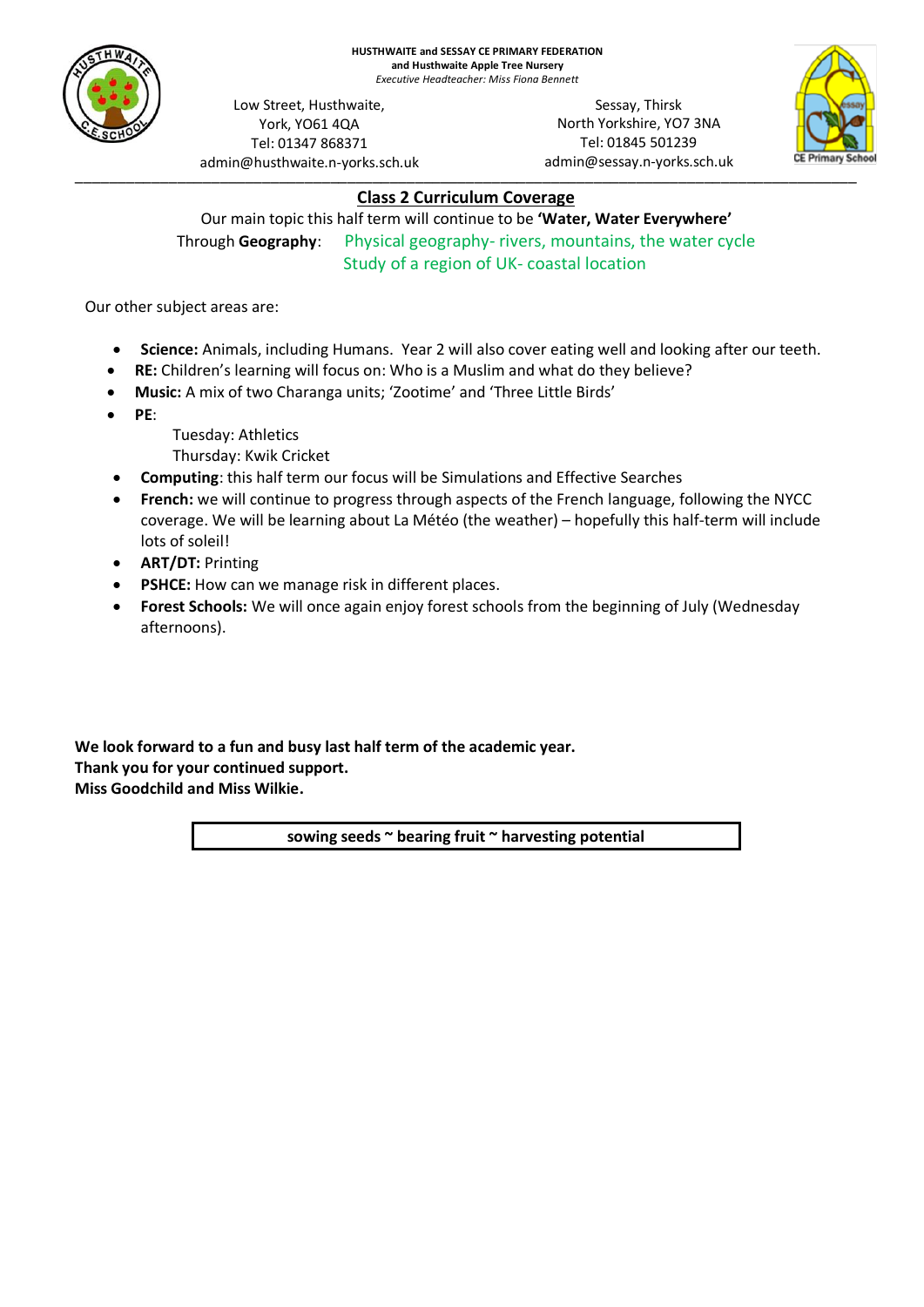**HUSTHWAITE and SESSAY CE PRIMARY FEDERATION**
**and Husthwaite Apple Tree Nursery**
*Executive Headteacher: Miss Fiona Bennett*

Low Street, Husthwaite,
York, YO61 4QA
Tel: 01347 868371
admin@husthwaite.n-yorks.sch.uk

Sessay, Thirsk
North Yorkshire, YO7 3NA
Tel: 01845 501239
admin@sessay.n-yorks.sch.uk

## Class 2 Curriculum Coverage

Our main topic this half term will continue to be **'Water, Water Everywhere'**

Through **Geography**: Physical geography- rivers, mountains, the water cycle
Study of a region of UK- coastal location

Our other subject areas are:

- **Science:** Animals, including Humans. Year 2 will also cover eating well and looking after our teeth.
- **RE:** Children's learning will focus on: Who is a Muslim and what do they believe?
- **Music:** A mix of two Charanga units; 'Zootime' and 'Three Little Birds'
- **PE**:
  Tuesday: Athletics
  Thursday: Kwik Cricket
- **Computing**: this half term our focus will be Simulations and Effective Searches
- **French:** we will continue to progress through aspects of the French language, following the NYCC coverage. We will be learning about La Météo (the weather) – hopefully this half-term will include lots of soleil!
- **ART/DT:** Printing
- **PSHCE:** How can we manage risk in different places.
- **Forest Schools:** We will once again enjoy forest schools from the beginning of July (Wednesday afternoons).

**We look forward to a fun and busy last half term of the academic year.**
**Thank you for your continued support.**
**Miss Goodchild and Miss Wilkie.**

**sowing seeds ~ bearing fruit ~ harvesting potential**